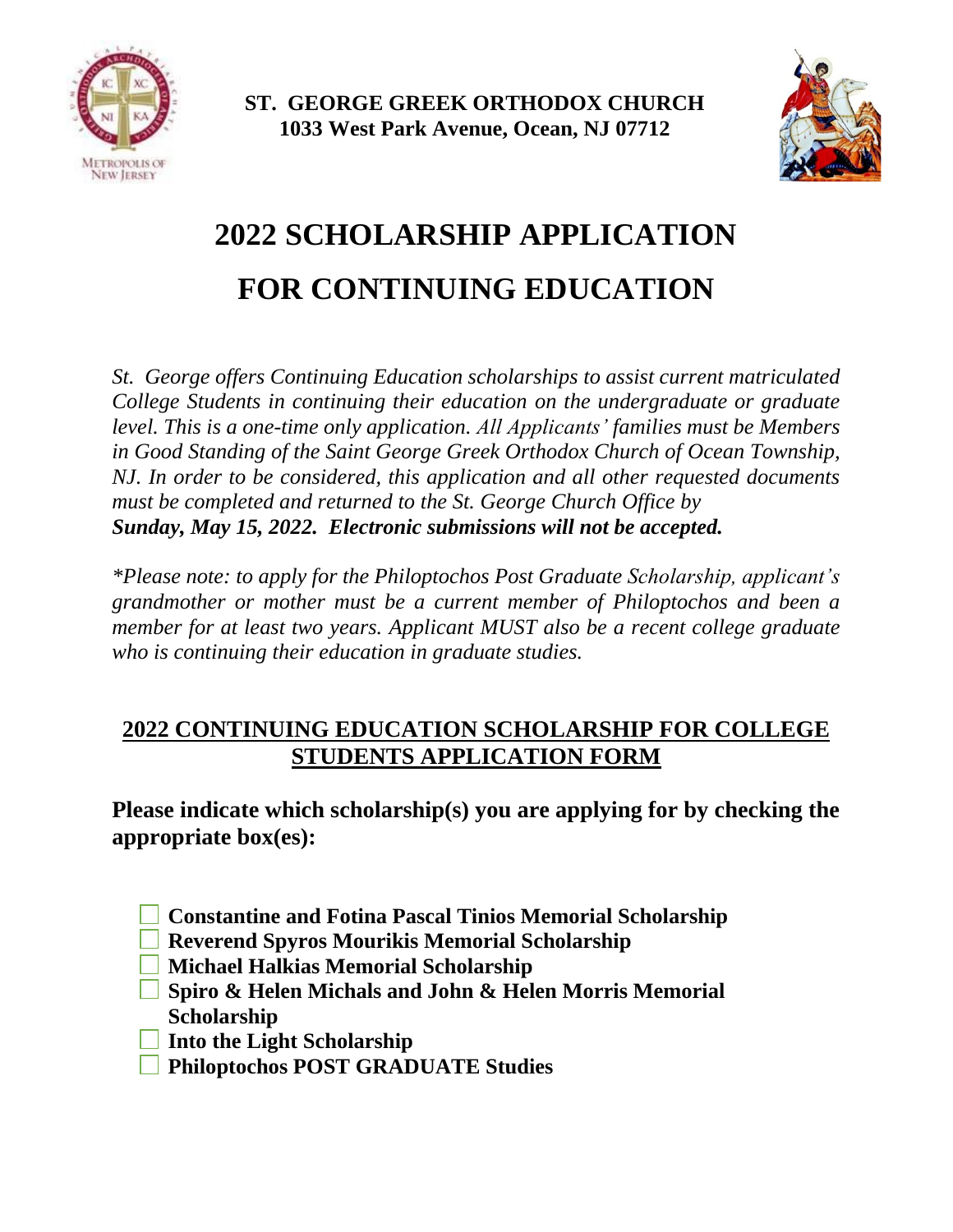**ST. GEORGE GREEK ORTHODOX CHURCH**
**1033 West Park Avenue, Ocean, NJ 07712**

# 2022 SCHOLARSHIP APPLICATION FOR CONTINUING EDUCATION

*St. George offers Continuing Education scholarships to assist current matriculated College Students in continuing their education on the undergraduate or graduate level. This is a one-time only application. All Applicants' families must be Members in Good Standing of the Saint George Greek Orthodox Church of Ocean Township, NJ. In order to be considered, this application and all other requested documents must be completed and returned to the St. George Church Office by* ***Sunday, May 15, 2022. Electronic submissions will not be accepted.***

**Please note: to apply for the Philoptochos Post Graduate Scholarship, applicant's grandmother or mother must be a current member of Philoptochos and been a member for at least two years. Applicant MUST also be a recent college graduate who is continuing their education in graduate studies.*

## 2022 CONTINUING EDUCATION SCHOLARSHIP FOR COLLEGE STUDENTS APPLICATION FORM

**Please indicate which scholarship(s) you are applying for by checking the appropriate box(es):**

- ☐ **Constantine and Fotina Pascal Tinios Memorial Scholarship**
- ☐ **Reverend Spyros Mourikis Memorial Scholarship**
- ☐ **Michael Halkias Memorial Scholarship**
- ☐ **Spiro & Helen Michals and John & Helen Morris Memorial Scholarship**
- ☐ **Into the Light Scholarship**
- ☐ **Philoptochos POST GRADUATE Studies**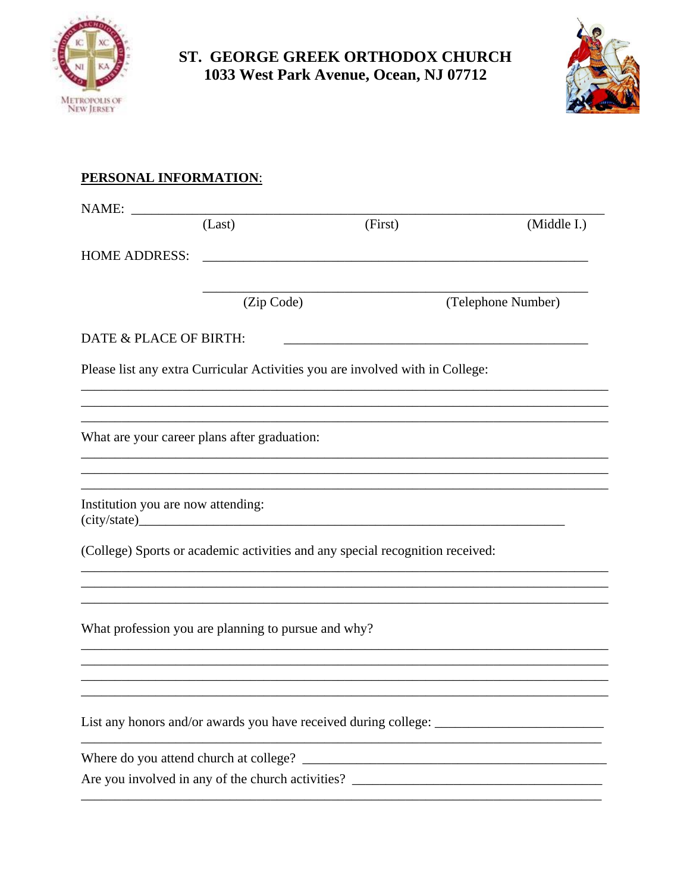# ST. GEORGE GREEK ORTHODOX CHURCH
## 1033 West Park Avenue, Ocean, NJ 07712

**PERSONAL INFORMATION**:

NAME: ______________________________________________________________________

(Last) (First) (Middle I.)

HOME ADDRESS: ______________________________________________________________

______________________________________________________________

(Zip Code) (Telephone Number)

DATE & PLACE OF BIRTH: ______________________________________________

Please list any extra Curricular Activities you are involved with in College:

______________________________________________________________________________

______________________________________________________________________________

______________________________________________________________________________

What are your career plans after graduation:

______________________________________________________________________________

______________________________________________________________________________

______________________________________________________________________________

Institution you are now attending:
(city/state)_________________________________________________________________

(College) Sports or academic activities and any special recognition received:

______________________________________________________________________________

______________________________________________________________________________

______________________________________________________________________________

What profession you are planning to pursue and why?

______________________________________________________________________________

______________________________________________________________________________

______________________________________________________________________________

______________________________________________________________________________

List any honors and/or awards you have received during college: ________________________

______________________________________________________________________________

Where do you attend church at college? ______________________________________________

Are you involved in any of the church activities? ______________________________________

______________________________________________________________________________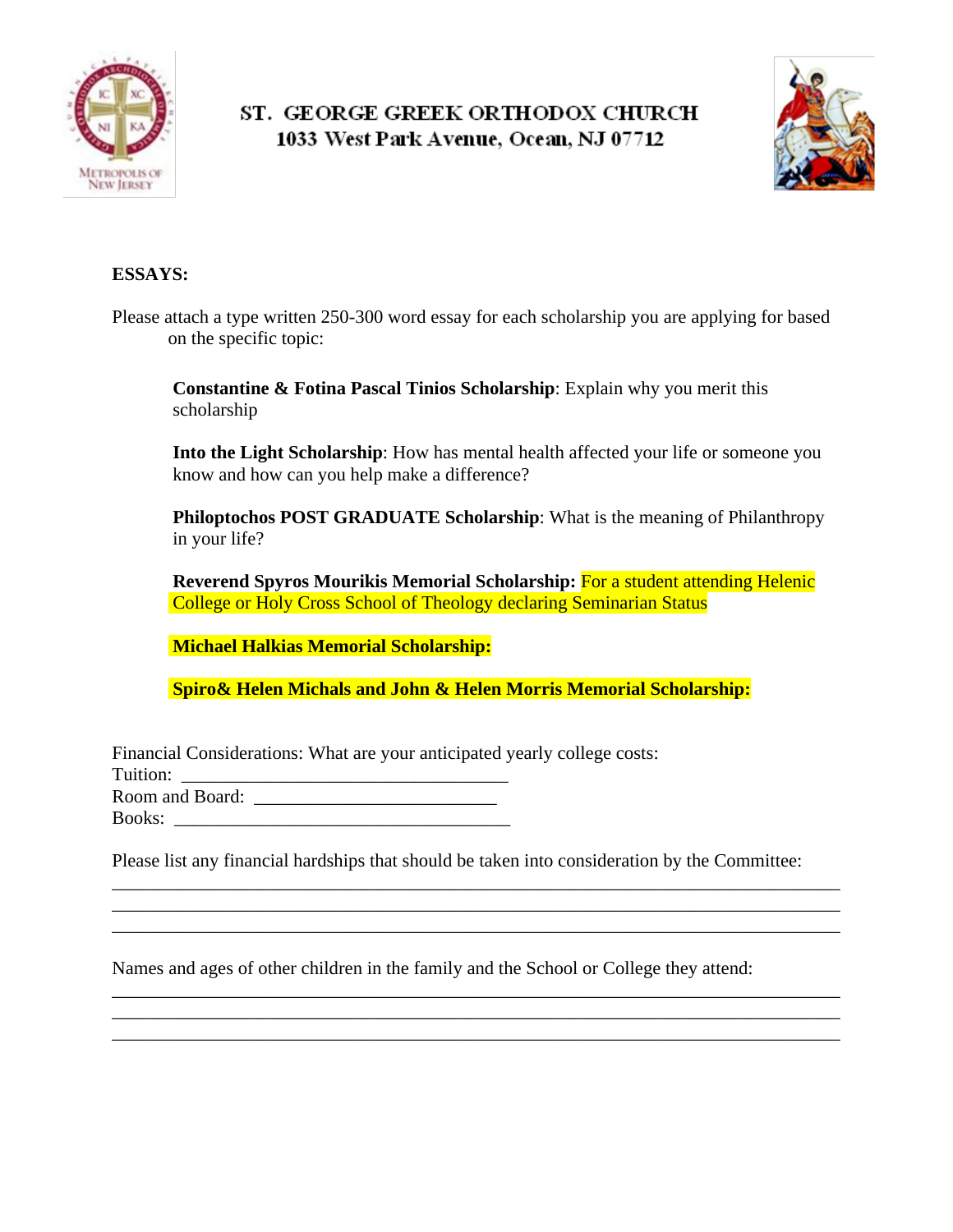# ST. GEORGE GREEK ORTHODOX CHURCH
## 1033 West Park Avenue, Ocean, NJ 07712

**ESSAYS:**

Please attach a type written 250-300 word essay for each scholarship you are applying for based on the specific topic:

**Constantine & Fotina Pascal Tinios Scholarship**: Explain why you merit this scholarship

**Into the Light Scholarship**: How has mental health affected your life or someone you know and how can you help make a difference?

**Philoptochos POST GRADUATE Scholarship**: What is the meaning of Philanthropy in your life?

**Reverend Spyros Mourikis Memorial Scholarship:** For a student attending Helenic College or Holy Cross School of Theology declaring Seminarian Status

**Michael Halkias Memorial Scholarship:**

**Spiro& Helen Michals and John & Helen Morris Memorial Scholarship:**

Financial Considerations: What are your anticipated yearly college costs:
Tuition: ___________________________________
Room and Board: __________________________
Books: ____________________________________

Please list any financial hardships that should be taken into consideration by the Committee:
______________________________________________________________________________
______________________________________________________________________________
______________________________________________________________________________

Names and ages of other children in the family and the School or College they attend:
______________________________________________________________________________
______________________________________________________________________________
______________________________________________________________________________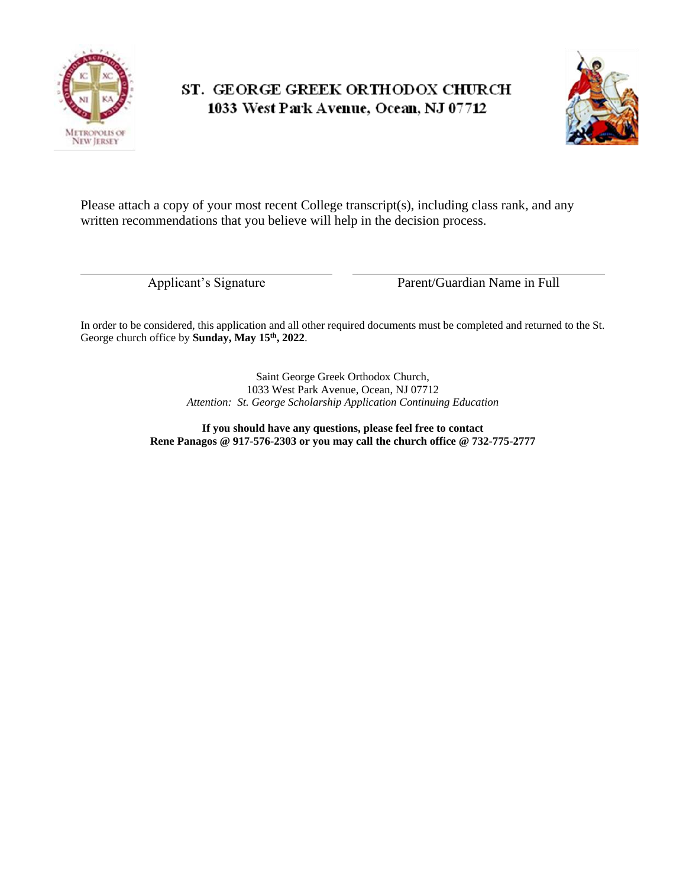# ST. GEORGE GREEK ORTHODOX CHURCH
## 1033 West Park Avenue, Ocean, NJ 07712

Please attach a copy of your most recent College transcript(s), including class rank, and any written recommendations that you believe will help in the decision process.

| | |
|---|---|
| ______________________________ | ______________________________ |
| Applicant's Signature | Parent/Guardian Name in Full |

In order to be considered, this application and all other required documents must be completed and returned to the St. George church office by **Sunday, May 15th, 2022**.

Saint George Greek Orthodox Church,
1033 West Park Avenue, Ocean, NJ 07712
*Attention: St. George Scholarship Application Continuing Education*

**If you should have any questions, please feel free to contact**
**Rene Panagos @ 917-576-2303 or you may call the church office @ 732-775-2777**